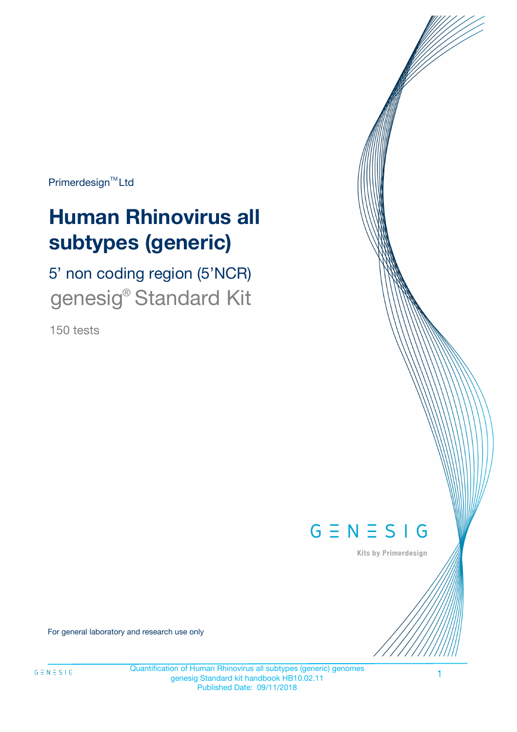Primerdesign™ Ltd

# Human Rhinovirus all subtypes (generic)

## 5' non coding region (5'NCR)

## genesig® Standard Kit

150 tests

GENESIG

Kits by Primerdesign

For general laboratory and research use only

Quantification of Human Rhinovirus all subtypes (generic) genomes
genesig Standard kit handbook HB10.02.11
Published Date: 09/11/2018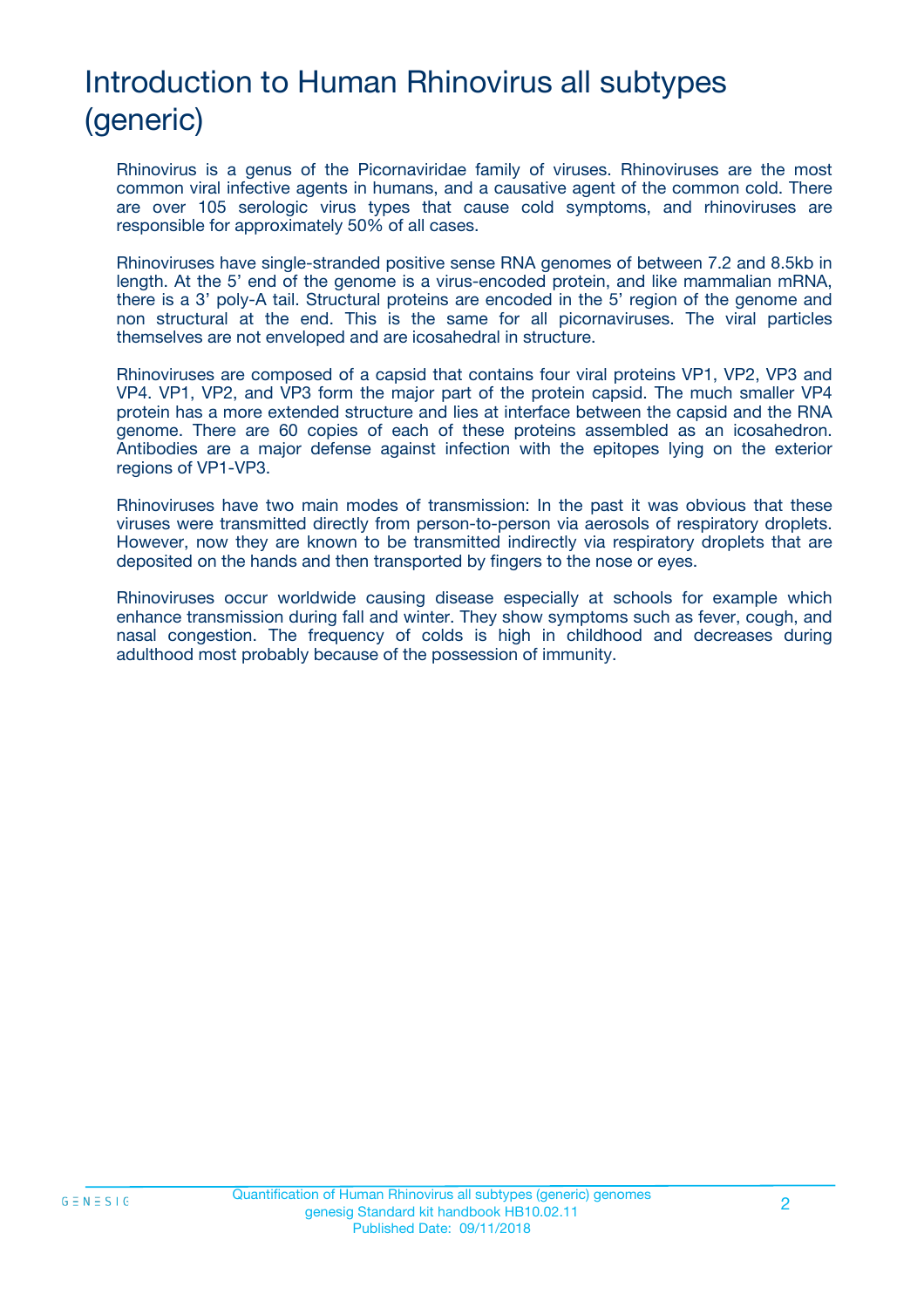# Introduction to Human Rhinovirus all subtypes (generic)

Rhinovirus is a genus of the Picornaviridae family of viruses. Rhinoviruses are the most common viral infective agents in humans, and a causative agent of the common cold. There are over 105 serologic virus types that cause cold symptoms, and rhinoviruses are responsible for approximately 50% of all cases.

Rhinoviruses have single-stranded positive sense RNA genomes of between 7.2 and 8.5kb in length. At the 5' end of the genome is a virus-encoded protein, and like mammalian mRNA, there is a 3' poly-A tail. Structural proteins are encoded in the 5' region of the genome and non structural at the end. This is the same for all picornaviruses. The viral particles themselves are not enveloped and are icosahedral in structure.

Rhinoviruses are composed of a capsid that contains four viral proteins VP1, VP2, VP3 and VP4. VP1, VP2, and VP3 form the major part of the protein capsid. The much smaller VP4 protein has a more extended structure and lies at interface between the capsid and the RNA genome. There are 60 copies of each of these proteins assembled as an icosahedron. Antibodies are a major defense against infection with the epitopes lying on the exterior regions of VP1-VP3.

Rhinoviruses have two main modes of transmission: In the past it was obvious that these viruses were transmitted directly from person-to-person via aerosols of respiratory droplets. However, now they are known to be transmitted indirectly via respiratory droplets that are deposited on the hands and then transported by fingers to the nose or eyes.

Rhinoviruses occur worldwide causing disease especially at schools for example which enhance transmission during fall and winter. They show symptoms such as fever, cough, and nasal congestion. The frequency of colds is high in childhood and decreases during adulthood most probably because of the possession of immunity.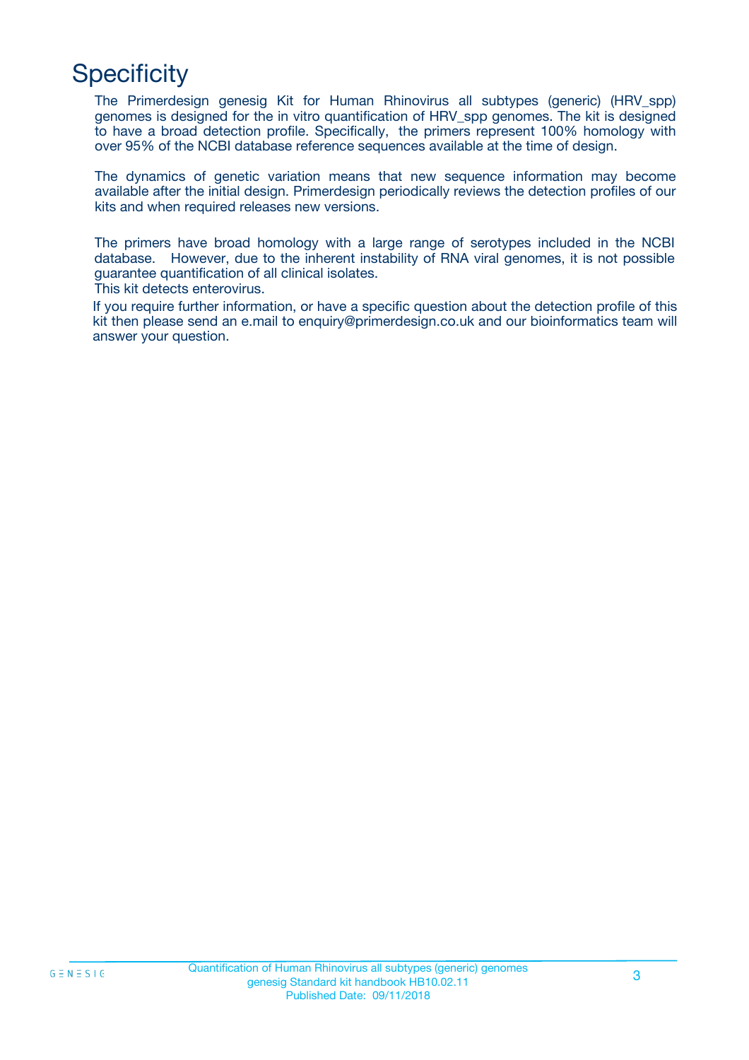# Specificity

The Primerdesign genesig Kit for Human Rhinovirus all subtypes (generic) (HRV_spp) genomes is designed for the in vitro quantification of HRV_spp genomes. The kit is designed to have a broad detection profile. Specifically, the primers represent 100% homology with over 95% of the NCBI database reference sequences available at the time of design.

The dynamics of genetic variation means that new sequence information may become available after the initial design. Primerdesign periodically reviews the detection profiles of our kits and when required releases new versions.

The primers have broad homology with a large range of serotypes included in the NCBI database. However, due to the inherent instability of RNA viral genomes, it is not possible guarantee quantification of all clinical isolates.
This kit detects enterovirus.

If you require further information, or have a specific question about the detection profile of this kit then please send an e.mail to enquiry@primerdesign.co.uk and our bioinformatics team will answer your question.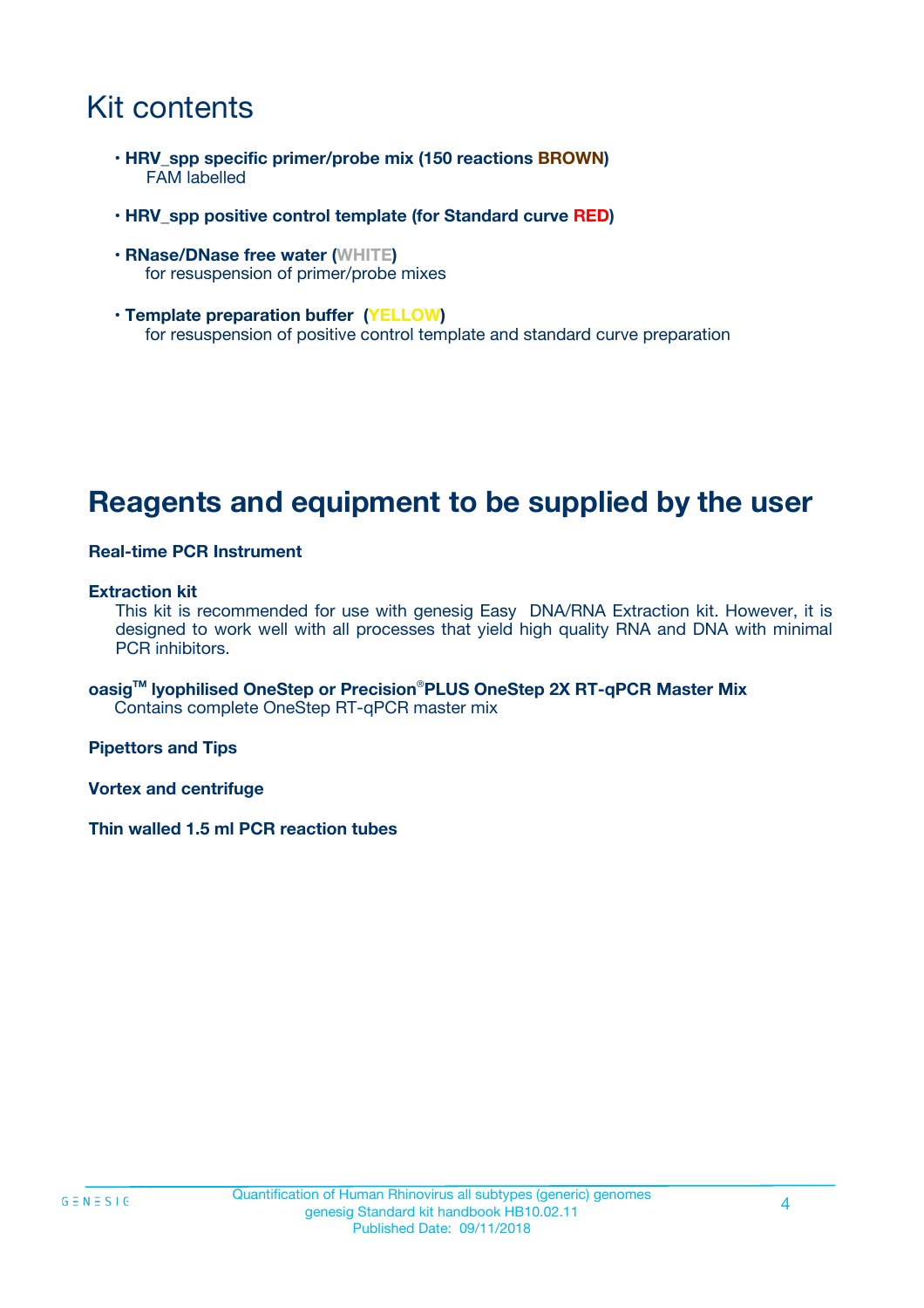# Kit contents

- **HRV_spp specific primer/probe mix (150 reactions BROWN)**
  FAM labelled

- **HRV_spp positive control template (for Standard curve RED)**

- **RNase/DNase free water (WHITE)**
  for resuspension of primer/probe mixes

- **Template preparation buffer (YELLOW)**
  for resuspension of positive control template and standard curve preparation

# Reagents and equipment to be supplied by the user

**Real-time PCR Instrument**

**Extraction kit**
This kit is recommended for use with genesig Easy DNA/RNA Extraction kit. However, it is designed to work well with all processes that yield high quality RNA and DNA with minimal PCR inhibitors.

**oasig™ lyophilised OneStep or Precision®PLUS OneStep 2X RT-qPCR Master Mix**
Contains complete OneStep RT-qPCR master mix

**Pipettors and Tips**

**Vortex and centrifuge**

**Thin walled 1.5 ml PCR reaction tubes**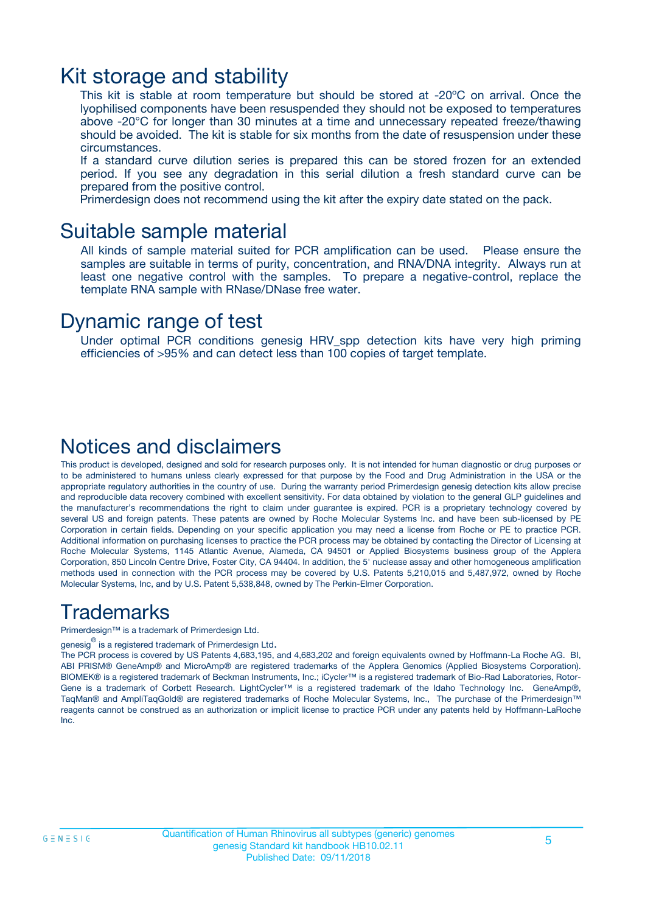## Kit storage and stability

This kit is stable at room temperature but should be stored at -20ºC on arrival. Once the lyophilised components have been resuspended they should not be exposed to temperatures above -20°C for longer than 30 minutes at a time and unnecessary repeated freeze/thawing should be avoided. The kit is stable for six months from the date of resuspension under these circumstances.

If a standard curve dilution series is prepared this can be stored frozen for an extended period. If you see any degradation in this serial dilution a fresh standard curve can be prepared from the positive control.

Primerdesign does not recommend using the kit after the expiry date stated on the pack.

## Suitable sample material

All kinds of sample material suited for PCR amplification can be used. Please ensure the samples are suitable in terms of purity, concentration, and RNA/DNA integrity. Always run at least one negative control with the samples. To prepare a negative-control, replace the template RNA sample with RNase/DNase free water.

## Dynamic range of test

Under optimal PCR conditions genesig HRV_spp detection kits have very high priming efficiencies of >95% and can detect less than 100 copies of target template.

## Notices and disclaimers

This product is developed, designed and sold for research purposes only. It is not intended for human diagnostic or drug purposes or to be administered to humans unless clearly expressed for that purpose by the Food and Drug Administration in the USA or the appropriate regulatory authorities in the country of use. During the warranty period Primerdesign genesig detection kits allow precise and reproducible data recovery combined with excellent sensitivity. For data obtained by violation to the general GLP guidelines and the manufacturer's recommendations the right to claim under guarantee is expired. PCR is a proprietary technology covered by several US and foreign patents. These patents are owned by Roche Molecular Systems Inc. and have been sub-licensed by PE Corporation in certain fields. Depending on your specific application you may need a license from Roche or PE to practice PCR. Additional information on purchasing licenses to practice the PCR process may be obtained by contacting the Director of Licensing at Roche Molecular Systems, 1145 Atlantic Avenue, Alameda, CA 94501 or Applied Biosystems business group of the Applera Corporation, 850 Lincoln Centre Drive, Foster City, CA 94404. In addition, the 5' nuclease assay and other homogeneous amplification methods used in connection with the PCR process may be covered by U.S. Patents 5,210,015 and 5,487,972, owned by Roche Molecular Systems, Inc, and by U.S. Patent 5,538,848, owned by The Perkin-Elmer Corporation.

## Trademarks

Primerdesign™ is a trademark of Primerdesign Ltd.

genesig® is a registered trademark of Primerdesign Ltd.

The PCR process is covered by US Patents 4,683,195, and 4,683,202 and foreign equivalents owned by Hoffmann-La Roche AG. BI, ABI PRISM® GeneAmp® and MicroAmp® are registered trademarks of the Applera Genomics (Applied Biosystems Corporation). BIOMEK® is a registered trademark of Beckman Instruments, Inc.; iCycler™ is a registered trademark of Bio-Rad Laboratories, Rotor-Gene is a trademark of Corbett Research. LightCycler™ is a registered trademark of the Idaho Technology Inc. GeneAmp®, TaqMan® and AmpliTaqGold® are registered trademarks of Roche Molecular Systems, Inc., The purchase of the Primerdesign™ reagents cannot be construed as an authorization or implicit license to practice PCR under any patents held by Hoffmann-LaRoche Inc.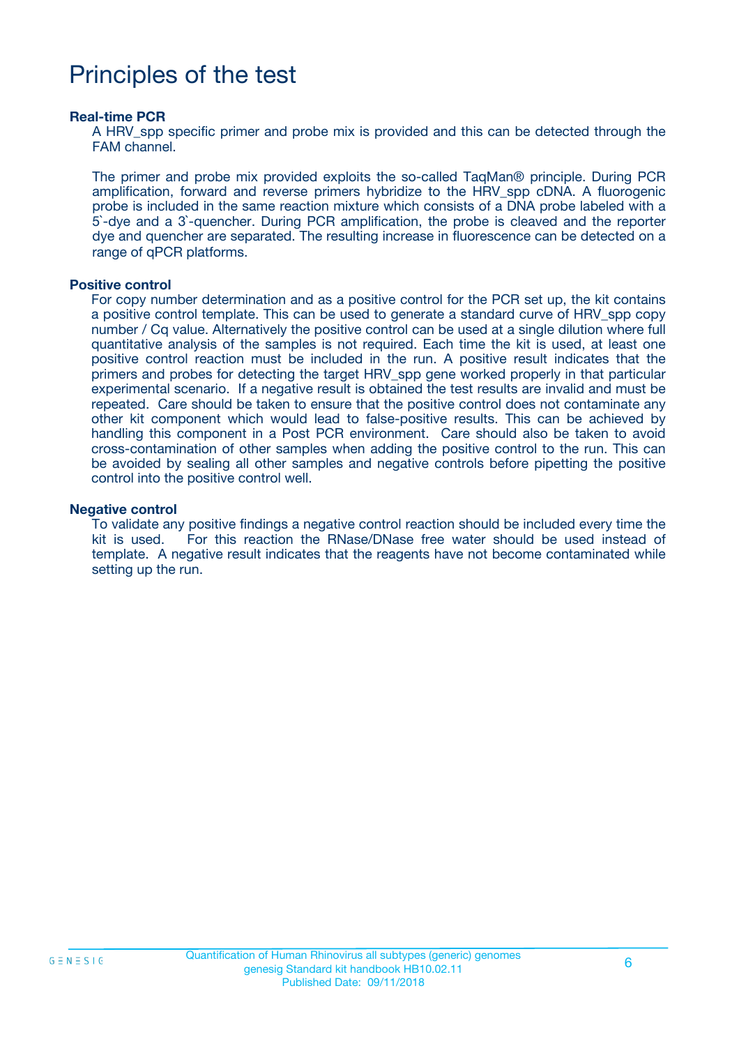# Principles of the test

**Real-time PCR**

A HRV_spp specific primer and probe mix is provided and this can be detected through the FAM channel.

The primer and probe mix provided exploits the so-called TaqMan® principle. During PCR amplification, forward and reverse primers hybridize to the HRV_spp cDNA. A fluorogenic probe is included in the same reaction mixture which consists of a DNA probe labeled with a 5`-dye and a 3`-quencher. During PCR amplification, the probe is cleaved and the reporter dye and quencher are separated. The resulting increase in fluorescence can be detected on a range of qPCR platforms.

**Positive control**

For copy number determination and as a positive control for the PCR set up, the kit contains a positive control template. This can be used to generate a standard curve of HRV_spp copy number / Cq value. Alternatively the positive control can be used at a single dilution where full quantitative analysis of the samples is not required. Each time the kit is used, at least one positive control reaction must be included in the run. A positive result indicates that the primers and probes for detecting the target HRV_spp gene worked properly in that particular experimental scenario. If a negative result is obtained the test results are invalid and must be repeated. Care should be taken to ensure that the positive control does not contaminate any other kit component which would lead to false-positive results. This can be achieved by handling this component in a Post PCR environment. Care should also be taken to avoid cross-contamination of other samples when adding the positive control to the run. This can be avoided by sealing all other samples and negative controls before pipetting the positive control into the positive control well.

**Negative control**

To validate any positive findings a negative control reaction should be included every time the kit is used. For this reaction the RNase/DNase free water should be used instead of template. A negative result indicates that the reagents have not become contaminated while setting up the run.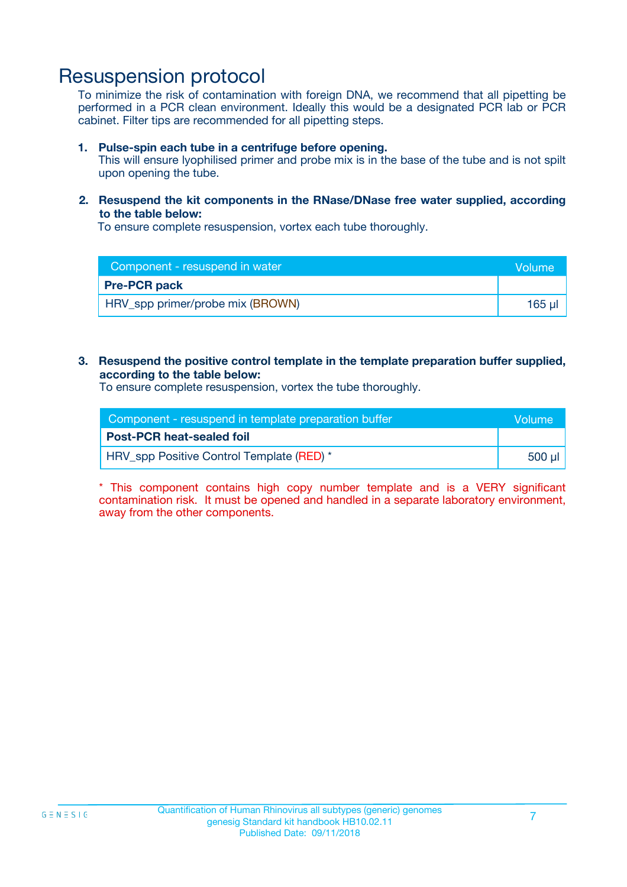# Resuspension protocol

To minimize the risk of contamination with foreign DNA, we recommend that all pipetting be performed in a PCR clean environment. Ideally this would be a designated PCR lab or PCR cabinet. Filter tips are recommended for all pipetting steps.

1. **Pulse-spin each tube in a centrifuge before opening.**
   This will ensure lyophilised primer and probe mix is in the base of the tube and is not spilt upon opening the tube.

2. **Resuspend the kit components in the RNase/DNase free water supplied, according to the table below:**
   To ensure complete resuspension, vortex each tube thoroughly.

| Component - resuspend in water | Volume |
|---|---|
| **Pre-PCR pack** | |
| HRV_spp primer/probe mix (BROWN) | 165 µl |

3. **Resuspend the positive control template in the template preparation buffer supplied, according to the table below:**
   To ensure complete resuspension, vortex the tube thoroughly.

| Component - resuspend in template preparation buffer | Volume |
|---|---|
| **Post-PCR heat-sealed foil** | |
| HRV_spp Positive Control Template (RED) * | 500 µl |

* This component contains high copy number template and is a VERY significant contamination risk. It must be opened and handled in a separate laboratory environment, away from the other components.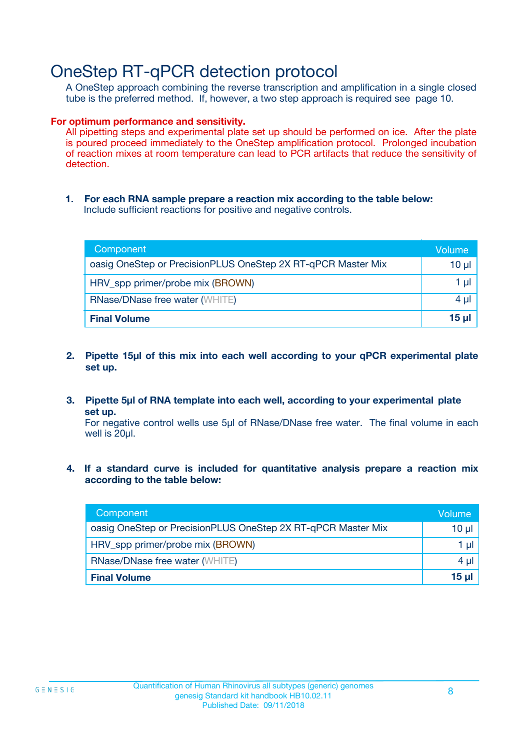# OneStep RT-qPCR detection protocol

A OneStep approach combining the reverse transcription and amplification in a single closed tube is the preferred method. If, however, a two step approach is required see page 10.

**For optimum performance and sensitivity.**

All pipetting steps and experimental plate set up should be performed on ice. After the plate is poured proceed immediately to the OneStep amplification protocol. Prolonged incubation of reaction mixes at room temperature can lead to PCR artifacts that reduce the sensitivity of detection.

1. **For each RNA sample prepare a reaction mix according to the table below:**
   Include sufficient reactions for positive and negative controls.

| Component | Volume |
|---|---|
| oasig OneStep or PrecisionPLUS OneStep 2X RT-qPCR Master Mix | 10 µl |
| HRV_spp primer/probe mix (BROWN) | 1 µl |
| RNase/DNase free water (WHITE) | 4 µl |
| **Final Volume** | **15 µl** |

2. **Pipette 15µl of this mix into each well according to your qPCR experimental plate set up.**

3. **Pipette 5µl of RNA template into each well, according to your experimental plate set up.**
   For negative control wells use 5µl of RNase/DNase free water. The final volume in each well is 20µl.

4. **If a standard curve is included for quantitative analysis prepare a reaction mix according to the table below:**

| Component | Volume |
|---|---|
| oasig OneStep or PrecisionPLUS OneStep 2X RT-qPCR Master Mix | 10 µl |
| HRV_spp primer/probe mix (BROWN) | 1 µl |
| RNase/DNase free water (WHITE) | 4 µl |
| **Final Volume** | **15 µl** |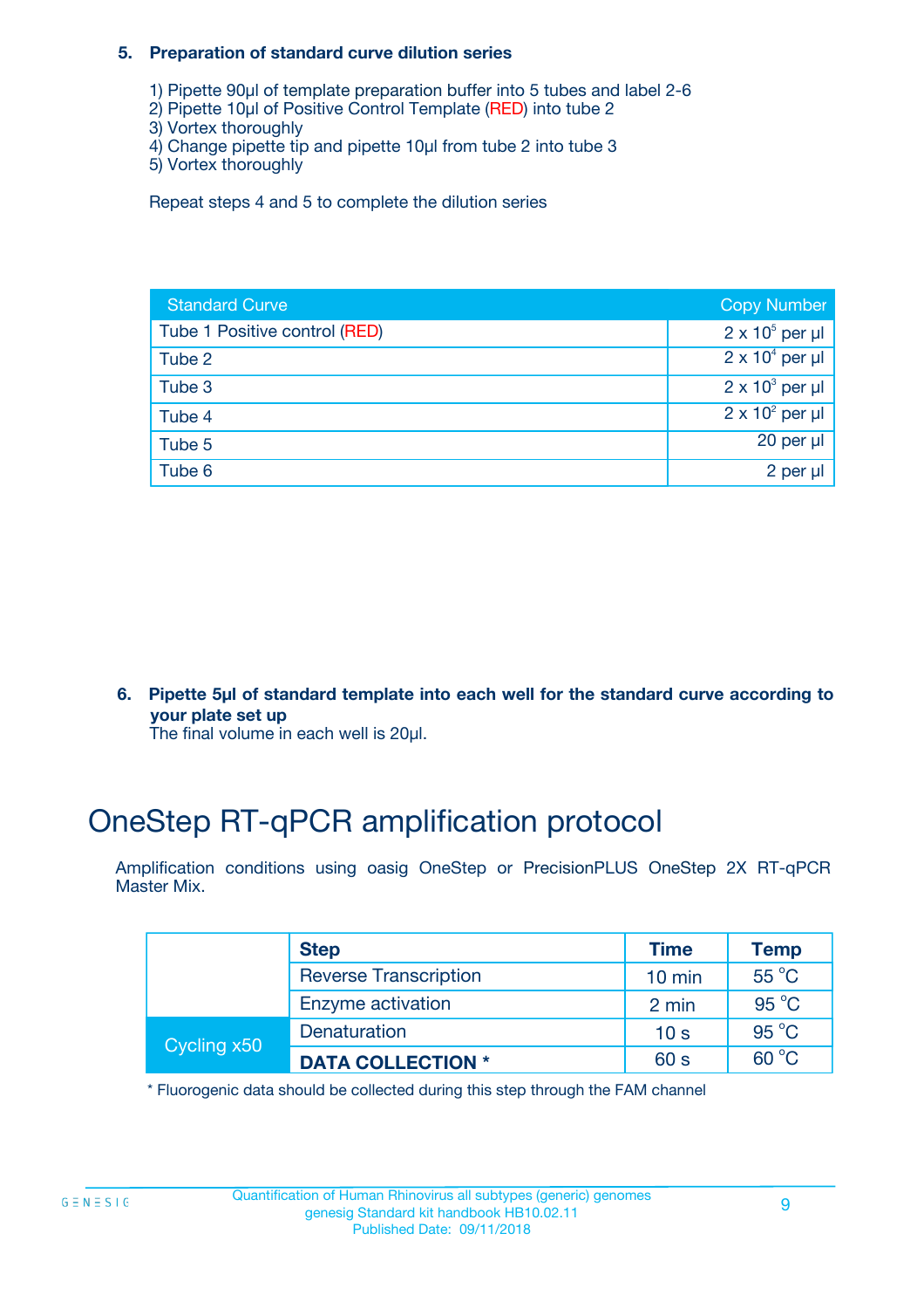### 5. Preparation of standard curve dilution series

1) Pipette 90µl of template preparation buffer into 5 tubes and label 2-6
2) Pipette 10µl of Positive Control Template (RED) into tube 2
3) Vortex thoroughly
4) Change pipette tip and pipette 10µl from tube 2 into tube 3
5) Vortex thoroughly

Repeat steps 4 and 5 to complete the dilution series

| Standard Curve | Copy Number |
|---|---|
| Tube 1 Positive control (RED) | $2 \times 10^5$ per µl |
| Tube 2 | $2 \times 10^4$ per µl |
| Tube 3 | $2 \times 10^3$ per µl |
| Tube 4 | $2 \times 10^2$ per µl |
| Tube 5 | 20 per µl |
| Tube 6 | 2 per µl |

### 6. Pipette 5µl of standard template into each well for the standard curve according to your plate set up

The final volume in each well is 20µl.

# OneStep RT-qPCR amplification protocol

Amplification conditions using oasig OneStep or PrecisionPLUS OneStep 2X RT-qPCR Master Mix.

| | Step | Time | Temp |
|---|---|---|---|
| | Reverse Transcription | 10 min | 55 °C |
| | Enzyme activation | 2 min | 95 °C |
| Cycling x50 | Denaturation | 10 s | 95 °C |
| | **DATA COLLECTION *** | 60 s | 60 °C |

* Fluorogenic data should be collected during this step through the FAM channel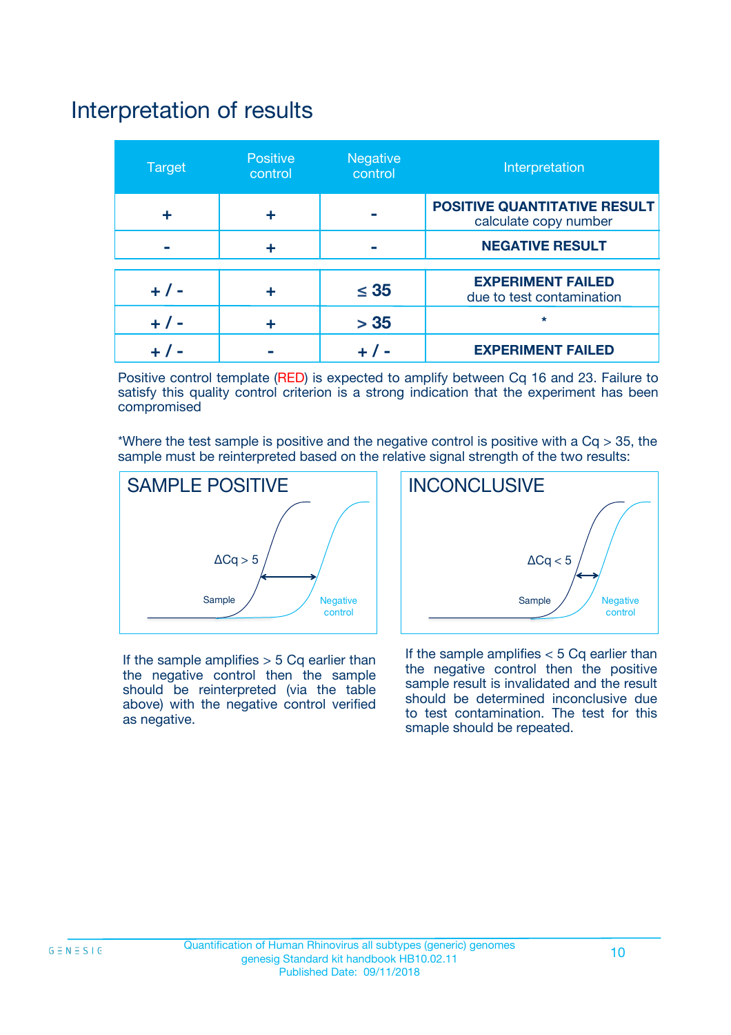# Interpretation of results

| Target | Positive control | Negative control | Interpretation |
|---|---|---|---|
| + | + | - | **POSITIVE QUANTITATIVE RESULT** calculate copy number |
| - | + | - | **NEGATIVE RESULT** |
| + / - | + | ≤ 35 | **EXPERIMENT FAILED** due to test contamination |
| + / - | + | > 35 | * |
| + / - | - | + / - | **EXPERIMENT FAILED** |

Positive control template (RED) is expected to amplify between Cq 16 and 23. Failure to satisfy this quality control criterion is a strong indication that the experiment has been compromised

*Where the test sample is positive and the negative control is positive with a Cq > 35, the sample must be reinterpreted based on the relative signal strength of the two results:

SAMPLE POSITIVE

ΔCq > 5

Sample

Negative control

If the sample amplifies > 5 Cq earlier than the negative control then the sample should be reinterpreted (via the table above) with the negative control verified as negative.

INCONCLUSIVE

ΔCq < 5

Sample

Negative control

If the sample amplifies < 5 Cq earlier than the negative control then the positive sample result is invalidated and the result should be determined inconclusive due to test contamination. The test for this smaple should be repeated.